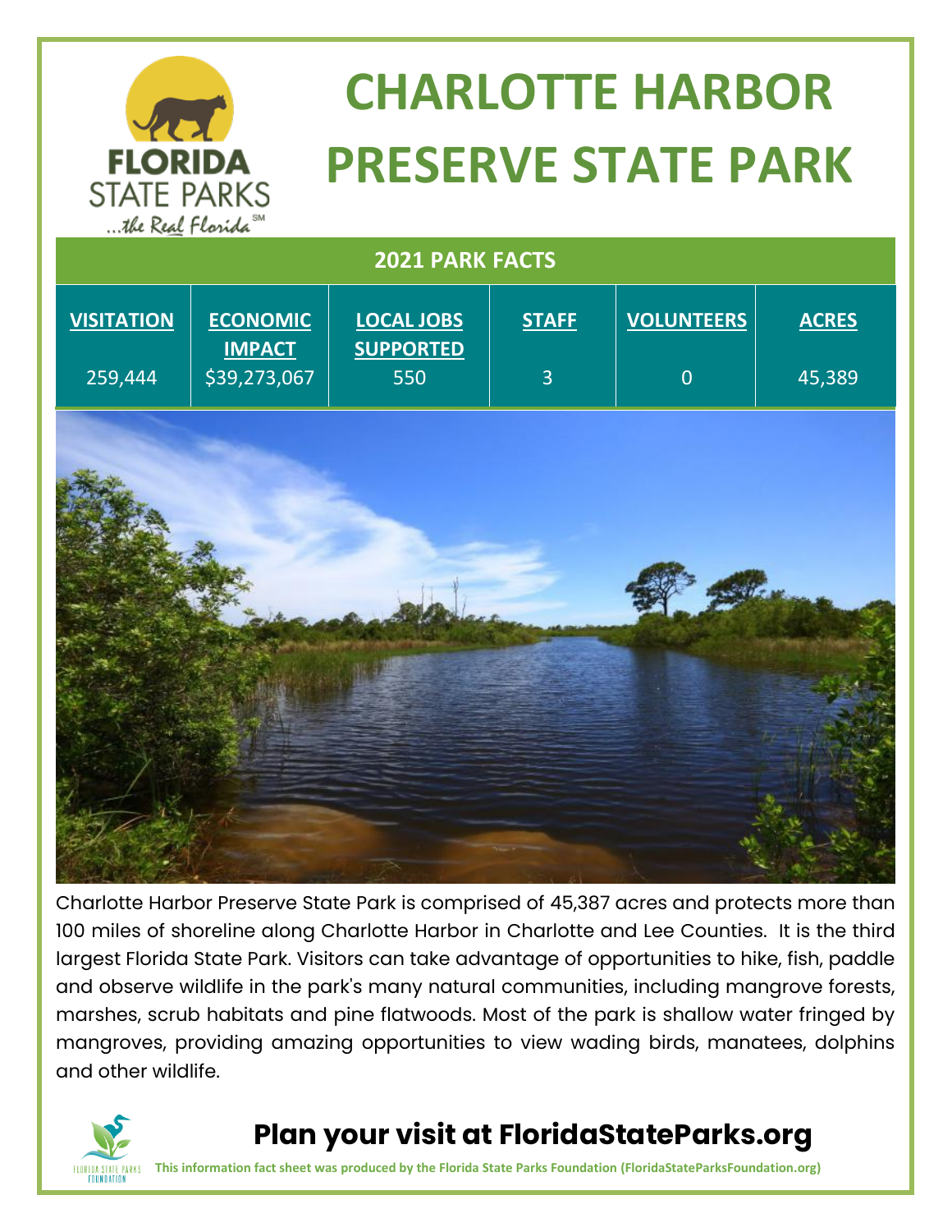# CHARLOTTE HARBOR PRESERVE STATE PARK

## 2021 PARK FACTS

| VISITATION | ECONOMIC IMPACT | LOCAL JOBS SUPPORTED | STAFF | VOLUNTEERS | ACRES |
|---|---|---|---|---|---|
| 259,444 | $39,273,067 | 550 | 3 | 0 | 45,389 |

Charlotte Harbor Preserve State Park is comprised of 45,387 acres and protects more than 100 miles of shoreline along Charlotte Harbor in Charlotte and Lee Counties. It is the third largest Florida State Park. Visitors can take advantage of opportunities to hike, fish, paddle and observe wildlife in the park's many natural communities, including mangrove forests, marshes, scrub habitats and pine flatwoods. Most of the park is shallow water fringed by mangroves, providing amazing opportunities to view wading birds, manatees, dolphins and other wildlife.

**Plan your visit at FloridaStateParks.org**

**This information fact sheet was produced by the Florida State Parks Foundation (FloridaStateParksFoundation.org)**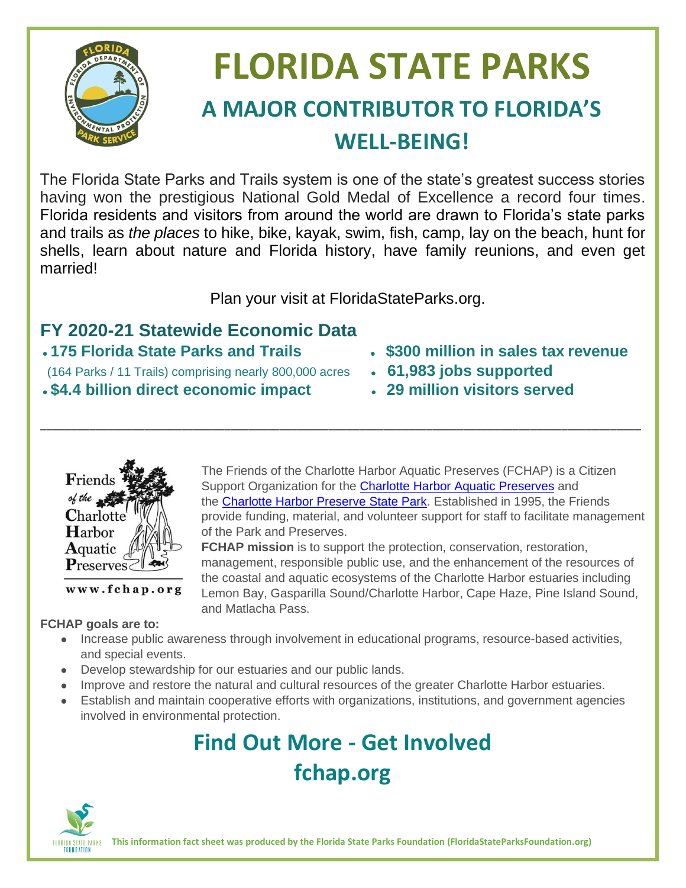# FLORIDA STATE PARKS

## A MAJOR CONTRIBUTOR TO FLORIDA'S WELL-BEING!

The Florida State Parks and Trails system is one of the state's greatest success stories having won the prestigious National Gold Medal of Excellence a record four times. Florida residents and visitors from around the world are drawn to Florida's state parks and trails as *the places* to hike, bike, kayak, swim, fish, camp, lay on the beach, hunt for shells, learn about nature and Florida history, have family reunions, and even get married!

Plan your visit at FloridaStateParks.org.

### FY 2020-21 Statewide Economic Data

- **175 Florida State Parks and Trails**
  (164 Parks / 11 Trails) comprising nearly 800,000 acres
- **$4.4 billion direct economic impact**
- **$300 million in sales tax revenue**
- **61,983 jobs supported**
- **29 million visitors served**

---

Friends of the Charlotte Harbor Aquatic Preserves
www.fchap.org

The Friends of the Charlotte Harbor Aquatic Preserves (FCHAP) is a Citizen Support Organization for the Charlotte Harbor Aquatic Preserves and the Charlotte Harbor Preserve State Park. Established in 1995, the Friends provide funding, material, and volunteer support for staff to facilitate management of the Park and Preserves.

**FCHAP mission** is to support the protection, conservation, restoration, management, responsible public use, and the enhancement of the resources of the coastal and aquatic ecosystems of the Charlotte Harbor estuaries including Lemon Bay, Gasparilla Sound/Charlotte Harbor, Cape Haze, Pine Island Sound, and Matlacha Pass.

**FCHAP goals are to:**

- Increase public awareness through involvement in educational programs, resource-based activities, and special events.
- Develop stewardship for our estuaries and our public lands.
- Improve and restore the natural and cultural resources of the greater Charlotte Harbor estuaries.
- Establish and maintain cooperative efforts with organizations, institutions, and government agencies involved in environmental protection.

## Find Out More - Get Involved
## fchap.org

**This information fact sheet was produced by the Florida State Parks Foundation (FloridaStateParksFoundation.org)**